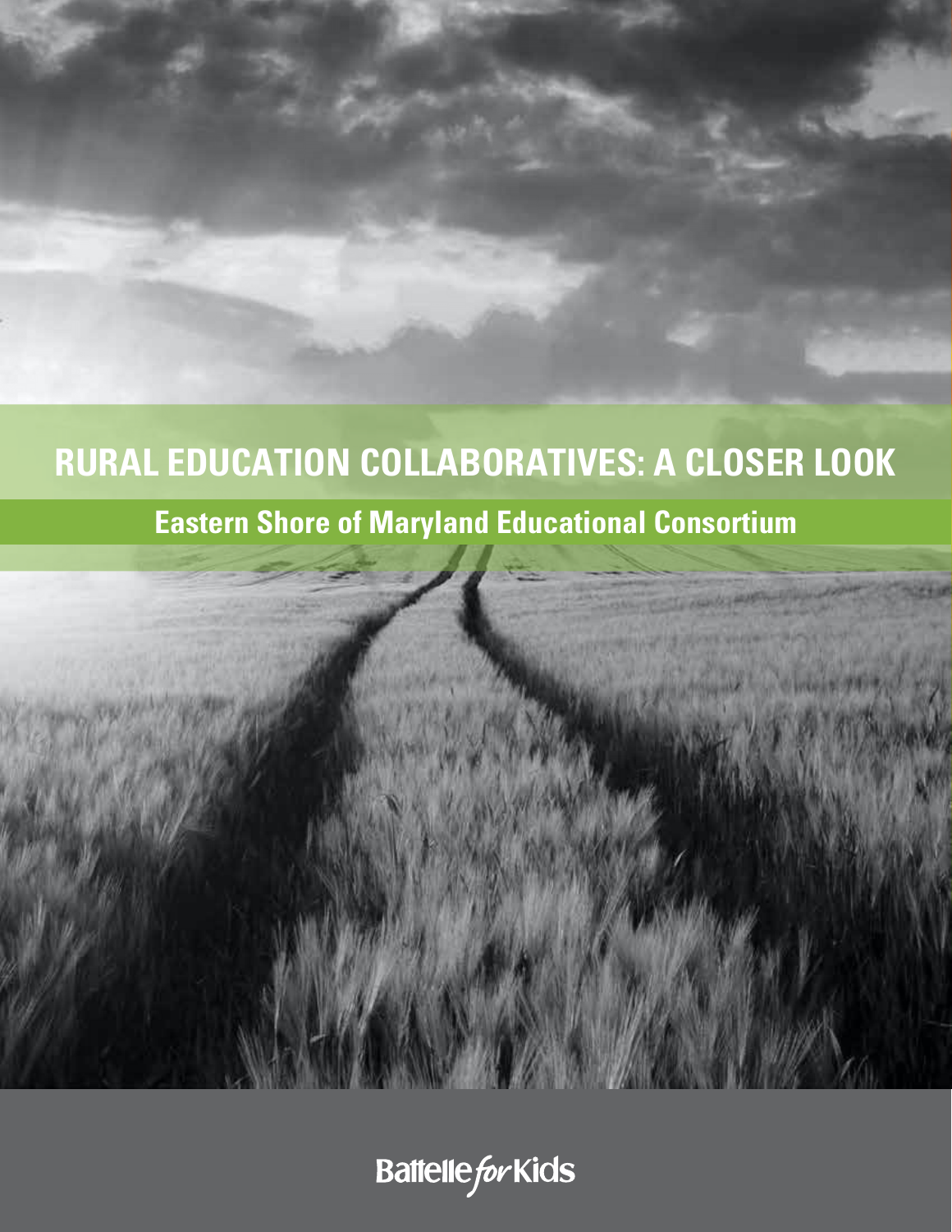# RURAL EDUCATION COLLABORATIVES: A CLOSER LOOK

## Eastern Shore of Maryland Educational Consortium

Battelle *for* Kids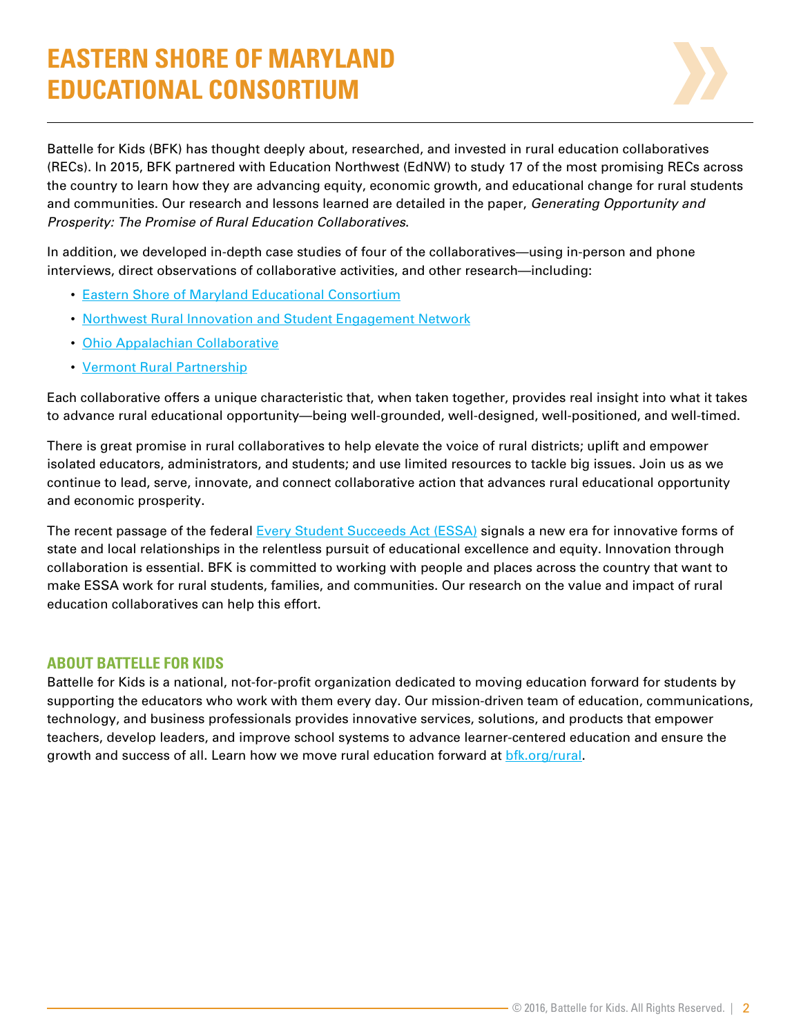# EASTERN SHORE OF MARYLAND EDUCATIONAL CONSORTIUM

Battelle for Kids (BFK) has thought deeply about, researched, and invested in rural education collaboratives (RECs). In 2015, BFK partnered with Education Northwest (EdNW) to study 17 of the most promising RECs across the country to learn how they are advancing equity, economic growth, and educational change for rural students and communities. Our research and lessons learned are detailed in the paper, *Generating Opportunity and Prosperity: The Promise of Rural Education Collaboratives*.

In addition, we developed in-depth case studies of four of the collaboratives—using in-person and phone interviews, direct observations of collaborative activities, and other research—including:

- Eastern Shore of Maryland Educational Consortium
- Northwest Rural Innovation and Student Engagement Network
- Ohio Appalachian Collaborative
- Vermont Rural Partnership

Each collaborative offers a unique characteristic that, when taken together, provides real insight into what it takes to advance rural educational opportunity—being well-grounded, well-designed, well-positioned, and well-timed.

There is great promise in rural collaboratives to help elevate the voice of rural districts; uplift and empower isolated educators, administrators, and students; and use limited resources to tackle big issues. Join us as we continue to lead, serve, innovate, and connect collaborative action that advances rural educational opportunity and economic prosperity.

The recent passage of the federal Every Student Succeeds Act (ESSA) signals a new era for innovative forms of state and local relationships in the relentless pursuit of educational excellence and equity. Innovation through collaboration is essential. BFK is committed to working with people and places across the country that want to make ESSA work for rural students, families, and communities. Our research on the value and impact of rural education collaboratives can help this effort.

## ABOUT BATTELLE FOR KIDS

Battelle for Kids is a national, not-for-profit organization dedicated to moving education forward for students by supporting the educators who work with them every day. Our mission-driven team of education, communications, technology, and business professionals provides innovative services, solutions, and products that empower teachers, develop leaders, and improve school systems to advance learner-centered education and ensure the growth and success of all. Learn how we move rural education forward at bfk.org/rural.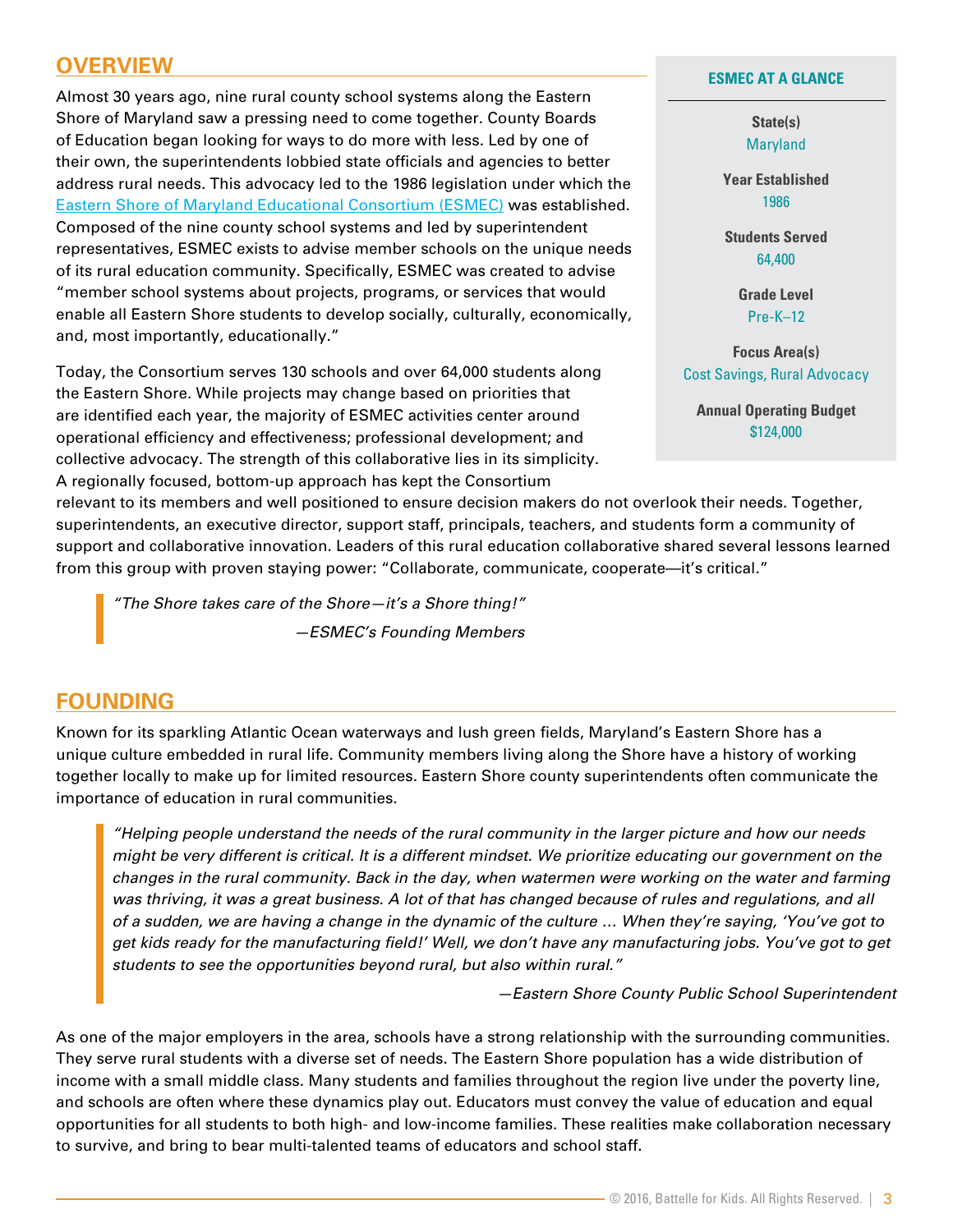## OVERVIEW

Almost 30 years ago, nine rural county school systems along the Eastern Shore of Maryland saw a pressing need to come together. County Boards of Education began looking for ways to do more with less. Led by one of their own, the superintendents lobbied state officials and agencies to better address rural needs. This advocacy led to the 1986 legislation under which the [Eastern Shore of Maryland Educational Consortium (ESMEC)]() was established. Composed of the nine county school systems and led by superintendent representatives, ESMEC exists to advise member schools on the unique needs of its rural education community. Specifically, ESMEC was created to advise "member school systems about projects, programs, or services that would enable all Eastern Shore students to develop socially, culturally, economically, and, most importantly, educationally."

Today, the Consortium serves 130 schools and over 64,000 students along the Eastern Shore. While projects may change based on priorities that are identified each year, the majority of ESMEC activities center around operational efficiency and effectiveness; professional development; and collective advocacy. The strength of this collaborative lies in its simplicity. A regionally focused, bottom-up approach has kept the Consortium relevant to its members and well positioned to ensure decision makers do not overlook their needs. Together, superintendents, an executive director, support staff, principals, teachers, and students form a community of support and collaborative innovation. Leaders of this rural education collaborative shared several lessons learned from this group with proven staying power: "Collaborate, communicate, cooperate—it's critical."

### ESMEC AT A GLANCE

**State(s)**
Maryland

**Year Established**
1986

**Students Served**
64,400

**Grade Level**
Pre-K–12

**Focus Area(s)**
Cost Savings, Rural Advocacy

**Annual Operating Budget**
$124,000

> *"The Shore takes care of the Shore—it's a Shore thing!"*
>
> *—ESMEC's Founding Members*

## FOUNDING

Known for its sparkling Atlantic Ocean waterways and lush green fields, Maryland's Eastern Shore has a unique culture embedded in rural life. Community members living along the Shore have a history of working together locally to make up for limited resources. Eastern Shore county superintendents often communicate the importance of education in rural communities.

> *"Helping people understand the needs of the rural community in the larger picture and how our needs might be very different is critical. It is a different mindset. We prioritize educating our government on the changes in the rural community. Back in the day, when watermen were working on the water and farming was thriving, it was a great business. A lot of that has changed because of rules and regulations, and all of a sudden, we are having a change in the dynamic of the culture ... When they're saying, 'You've got to get kids ready for the manufacturing field!' Well, we don't have any manufacturing jobs. You've got to get students to see the opportunities beyond rural, but also within rural."*
>
> *—Eastern Shore County Public School Superintendent*

As one of the major employers in the area, schools have a strong relationship with the surrounding communities. They serve rural students with a diverse set of needs. The Eastern Shore population has a wide distribution of income with a small middle class. Many students and families throughout the region live under the poverty line, and schools are often where these dynamics play out. Educators must convey the value of education and equal opportunities for all students to both high- and low-income families. These realities make collaboration necessary to survive, and bring to bear multi-talented teams of educators and school staff.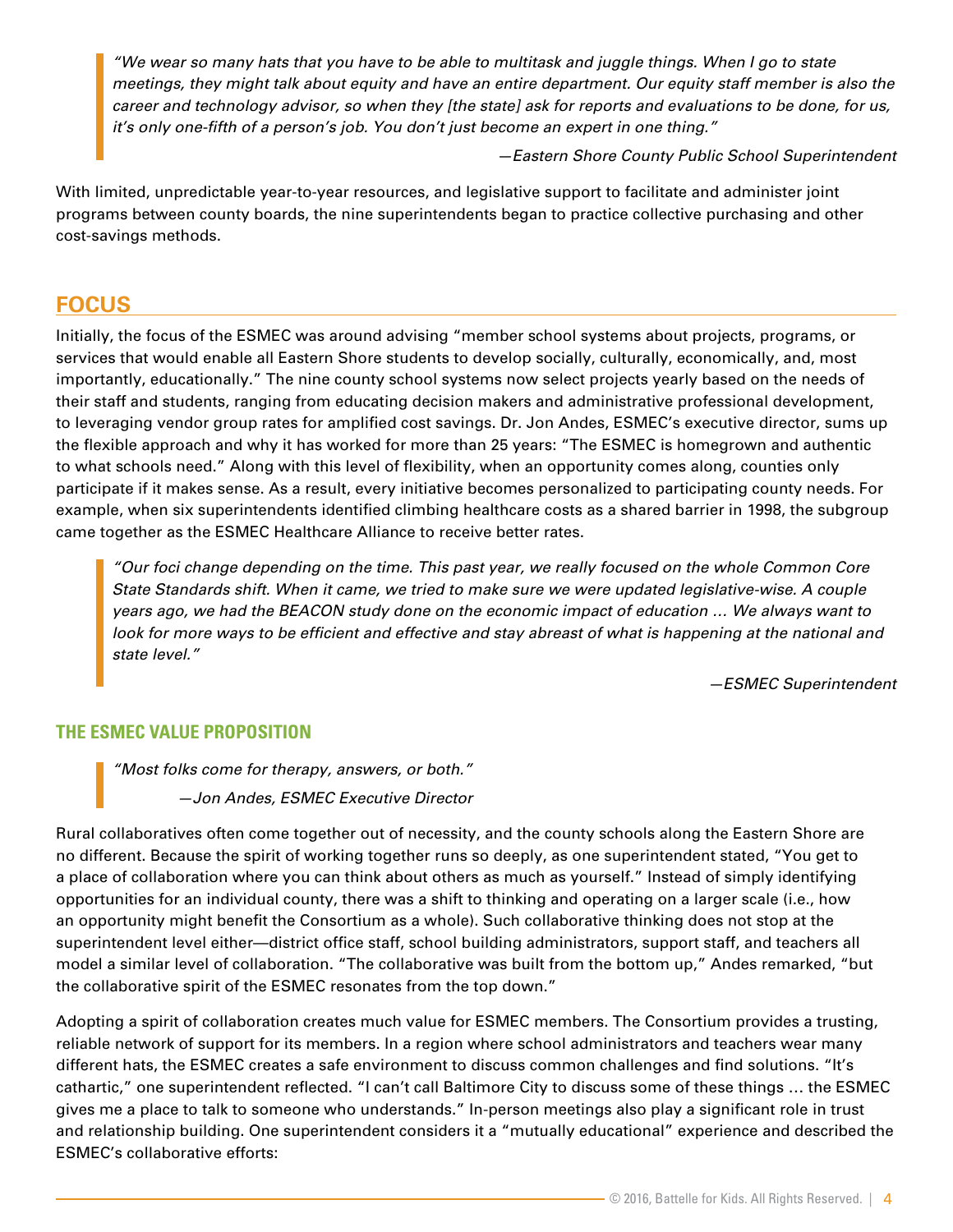> *"We wear so many hats that you have to be able to multitask and juggle things. When I go to state meetings, they might talk about equity and have an entire department. Our equity staff member is also the career and technology advisor, so when they [the state] ask for reports and evaluations to be done, for us, it's only one-fifth of a person's job. You don't just become an expert in one thing."*
>
> —*Eastern Shore County Public School Superintendent*

With limited, unpredictable year-to-year resources, and legislative support to facilitate and administer joint programs between county boards, the nine superintendents began to practice collective purchasing and other cost-savings methods.

## FOCUS

Initially, the focus of the ESMEC was around advising "member school systems about projects, programs, or services that would enable all Eastern Shore students to develop socially, culturally, economically, and, most importantly, educationally." The nine county school systems now select projects yearly based on the needs of their staff and students, ranging from educating decision makers and administrative professional development, to leveraging vendor group rates for amplified cost savings. Dr. Jon Andes, ESMEC's executive director, sums up the flexible approach and why it has worked for more than 25 years: "The ESMEC is homegrown and authentic to what schools need." Along with this level of flexibility, when an opportunity comes along, counties only participate if it makes sense. As a result, every initiative becomes personalized to participating county needs. For example, when six superintendents identified climbing healthcare costs as a shared barrier in 1998, the subgroup came together as the ESMEC Healthcare Alliance to receive better rates.

> *"Our foci change depending on the time. This past year, we really focused on the whole Common Core State Standards shift. When it came, we tried to make sure we were updated legislative-wise. A couple years ago, we had the BEACON study done on the economic impact of education ... We always want to look for more ways to be efficient and effective and stay abreast of what is happening at the national and state level."*
>
> —*ESMEC Superintendent*

### THE ESMEC VALUE PROPOSITION

> *"Most folks come for therapy, answers, or both."*
>
> —*Jon Andes, ESMEC Executive Director*

Rural collaboratives often come together out of necessity, and the county schools along the Eastern Shore are no different. Because the spirit of working together runs so deeply, as one superintendent stated, "You get to a place of collaboration where you can think about others as much as yourself." Instead of simply identifying opportunities for an individual county, there was a shift to thinking and operating on a larger scale (i.e., how an opportunity might benefit the Consortium as a whole). Such collaborative thinking does not stop at the superintendent level either—district office staff, school building administrators, support staff, and teachers all model a similar level of collaboration. "The collaborative was built from the bottom up," Andes remarked, "but the collaborative spirit of the ESMEC resonates from the top down."

Adopting a spirit of collaboration creates much value for ESMEC members. The Consortium provides a trusting, reliable network of support for its members. In a region where school administrators and teachers wear many different hats, the ESMEC creates a safe environment to discuss common challenges and find solutions. "It's cathartic," one superintendent reflected. "I can't call Baltimore City to discuss some of these things ... the ESMEC gives me a place to talk to someone who understands." In-person meetings also play a significant role in trust and relationship building. One superintendent considers it a "mutually educational" experience and described the ESMEC's collaborative efforts: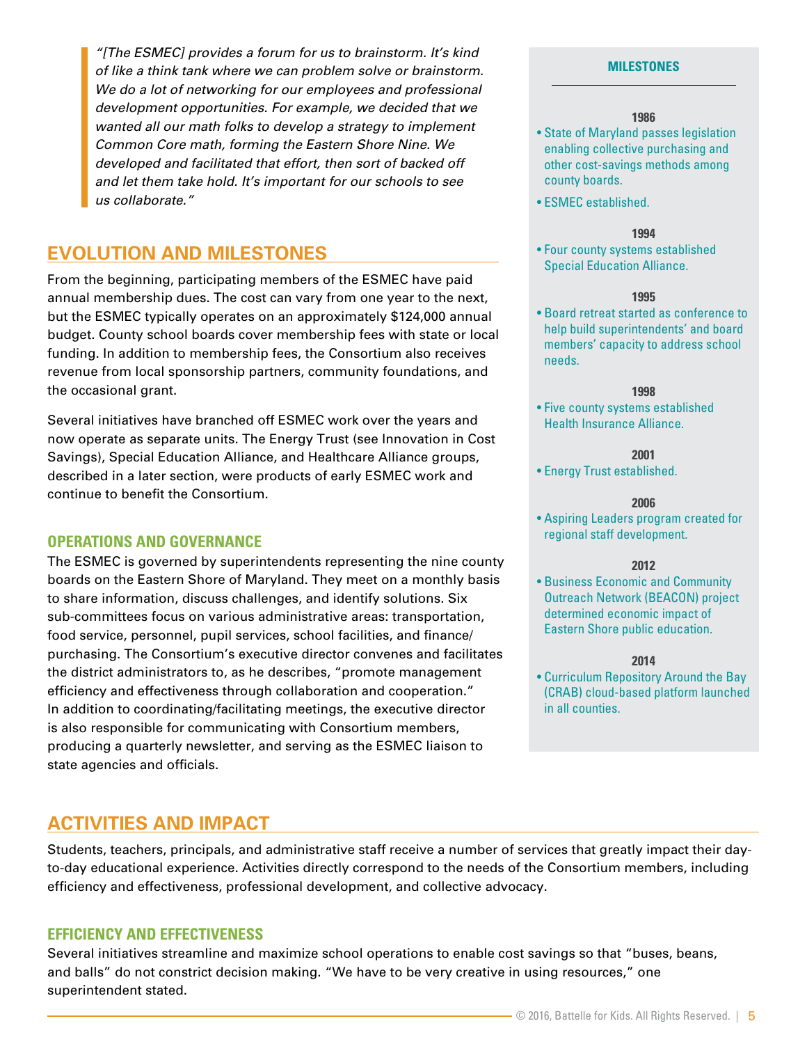> *"[The ESMEC] provides a forum for us to brainstorm. It's kind of like a think tank where we can problem solve or brainstorm. We do a lot of networking for our employees and professional development opportunities. For example, we decided that we wanted all our math folks to develop a strategy to implement Common Core math, forming the Eastern Shore Nine. We developed and facilitated that effort, then sort of backed off and let them take hold. It's important for our schools to see us collaborate."*

## EVOLUTION AND MILESTONES

From the beginning, participating members of the ESMEC have paid annual membership dues. The cost can vary from one year to the next, but the ESMEC typically operates on an approximately $124,000 annual budget. County school boards cover membership fees with state or local funding. In addition to membership fees, the Consortium also receives revenue from local sponsorship partners, community foundations, and the occasional grant.

Several initiatives have branched off ESMEC work over the years and now operate as separate units. The Energy Trust (see Innovation in Cost Savings), Special Education Alliance, and Healthcare Alliance groups, described in a later section, were products of early ESMEC work and continue to benefit the Consortium.

### OPERATIONS AND GOVERNANCE

The ESMEC is governed by superintendents representing the nine county boards on the Eastern Shore of Maryland. They meet on a monthly basis to share information, discuss challenges, and identify solutions. Six sub-committees focus on various administrative areas: transportation, food service, personnel, pupil services, school facilities, and finance/purchasing. The Consortium's executive director convenes and facilitates the district administrators to, as he describes, "promote management efficiency and effectiveness through collaboration and cooperation." In addition to coordinating/facilitating meetings, the executive director is also responsible for communicating with Consortium members, producing a quarterly newsletter, and serving as the ESMEC liaison to state agencies and officials.

### MILESTONES

**1986**

- State of Maryland passes legislation enabling collective purchasing and other cost-savings methods among county boards.
- ESMEC established.

**1994**

- Four county systems established Special Education Alliance.

**1995**

- Board retreat started as conference to help build superintendents' and board members' capacity to address school needs.

**1998**

- Five county systems established Health Insurance Alliance.

**2001**

- Energy Trust established.

**2006**

- Aspiring Leaders program created for regional staff development.

**2012**

- Business Economic and Community Outreach Network (BEACON) project determined economic impact of Eastern Shore public education.

**2014**

- Curriculum Repository Around the Bay (CRAB) cloud-based platform launched in all counties.

## ACTIVITIES AND IMPACT

Students, teachers, principals, and administrative staff receive a number of services that greatly impact their day-to-day educational experience. Activities directly correspond to the needs of the Consortium members, including efficiency and effectiveness, professional development, and collective advocacy.

### EFFICIENCY AND EFFECTIVENESS

Several initiatives streamline and maximize school operations to enable cost savings so that "buses, beans, and balls" do not constrict decision making. "We have to be very creative in using resources," one superintendent stated.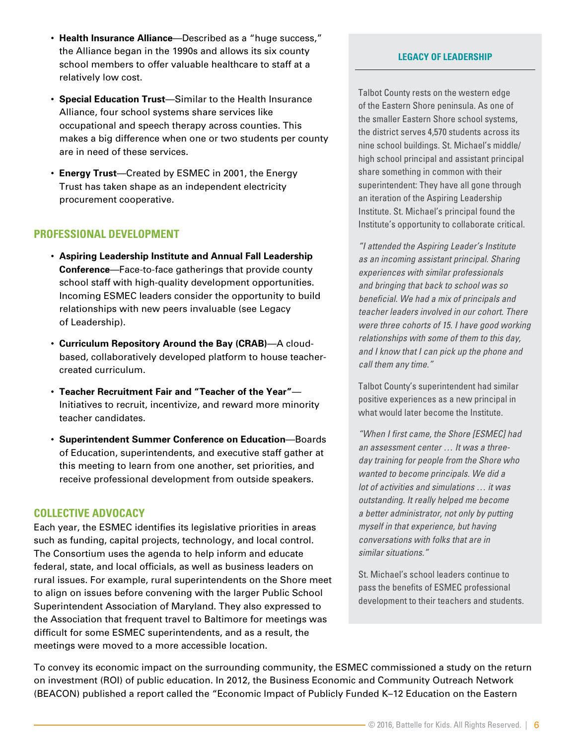- **Health Insurance Alliance**—Described as a "huge success," the Alliance began in the 1990s and allows its six county school members to offer valuable healthcare to staff at a relatively low cost.
- **Special Education Trust**—Similar to the Health Insurance Alliance, four school systems share services like occupational and speech therapy across counties. This makes a big difference when one or two students per county are in need of these services.
- **Energy Trust**—Created by ESMEC in 2001, the Energy Trust has taken shape as an independent electricity procurement cooperative.

## PROFESSIONAL DEVELOPMENT

- **Aspiring Leadership Institute and Annual Fall Leadership Conference**—Face-to-face gatherings that provide county school staff with high-quality development opportunities. Incoming ESMEC leaders consider the opportunity to build relationships with new peers invaluable (see Legacy of Leadership).
- **Curriculum Repository Around the Bay (CRAB)**—A cloud-based, collaboratively developed platform to house teacher-created curriculum.
- **Teacher Recruitment Fair and "Teacher of the Year"**—Initiatives to recruit, incentivize, and reward more minority teacher candidates.
- **Superintendent Summer Conference on Education**—Boards of Education, superintendents, and executive staff gather at this meeting to learn from one another, set priorities, and receive professional development from outside speakers.

## COLLECTIVE ADVOCACY

Each year, the ESMEC identifies its legislative priorities in areas such as funding, capital projects, technology, and local control. The Consortium uses the agenda to help inform and educate federal, state, and local officials, as well as business leaders on rural issues. For example, rural superintendents on the Shore meet to align on issues before convening with the larger Public School Superintendent Association of Maryland. They also expressed to the Association that frequent travel to Baltimore for meetings was difficult for some ESMEC superintendents, and as a result, the meetings were moved to a more accessible location.

### LEGACY OF LEADERSHIP

Talbot County rests on the western edge of the Eastern Shore peninsula. As one of the smaller Eastern Shore school systems, the district serves 4,570 students across its nine school buildings. St. Michael's middle/high school principal and assistant principal share something in common with their superintendent: They have all gone through an iteration of the Aspiring Leadership Institute. St. Michael's principal found the Institute's opportunity to collaborate critical.

*"I attended the Aspiring Leader's Institute as an incoming assistant principal. Sharing experiences with similar professionals and bringing that back to school was so beneficial. We had a mix of principals and teacher leaders involved in our cohort. There were three cohorts of 15. I have good working relationships with some of them to this day, and I know that I can pick up the phone and call them any time."*

Talbot County's superintendent had similar positive experiences as a new principal in what would later become the Institute.

*"When I first came, the Shore [ESMEC] had an assessment center … It was a three-day training for people from the Shore who wanted to become principals. We did a lot of activities and simulations … it was outstanding. It really helped me become a better administrator, not only by putting myself in that experience, but having conversations with folks that are in similar situations."*

St. Michael's school leaders continue to pass the benefits of ESMEC professional development to their teachers and students.

To convey its economic impact on the surrounding community, the ESMEC commissioned a study on the return on investment (ROI) of public education. In 2012, the Business Economic and Community Outreach Network (BEACON) published a report called the "Economic Impact of Publicly Funded K–12 Education on the Eastern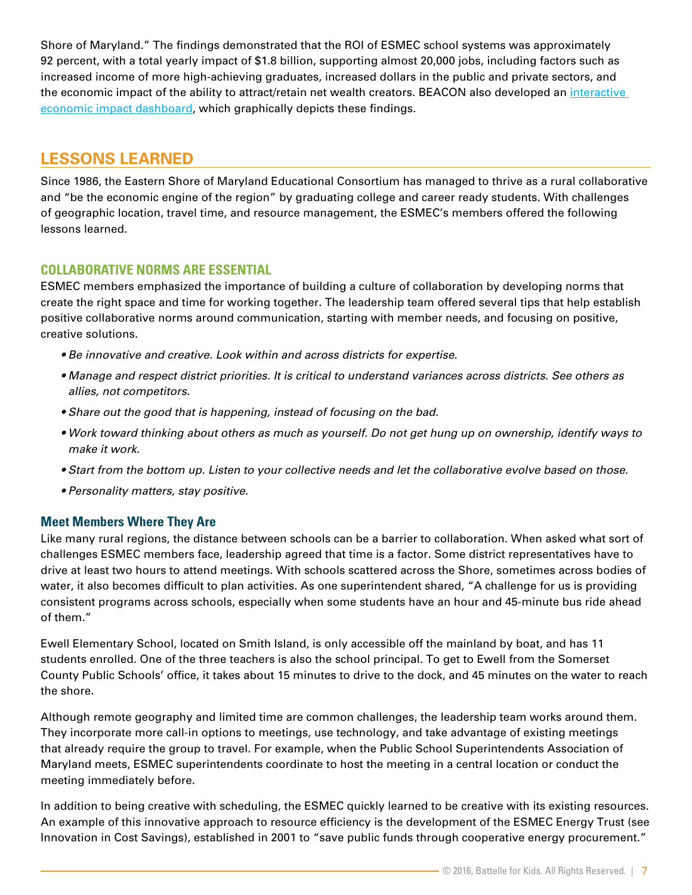Shore of Maryland." The findings demonstrated that the ROI of ESMEC school systems was approximately 92 percent, with a total yearly impact of $1.8 billion, supporting almost 20,000 jobs, including factors such as increased income of more high-achieving graduates, increased dollars in the public and private sectors, and the economic impact of the ability to attract/retain net wealth creators. BEACON also developed an [interactive economic impact dashboard](), which graphically depicts these findings.

## LESSONS LEARNED

Since 1986, the Eastern Shore of Maryland Educational Consortium has managed to thrive as a rural collaborative and "be the economic engine of the region" by graduating college and career ready students. With challenges of geographic location, travel time, and resource management, the ESMEC's members offered the following lessons learned.

### COLLABORATIVE NORMS ARE ESSENTIAL

ESMEC members emphasized the importance of building a culture of collaboration by developing norms that create the right space and time for working together. The leadership team offered several tips that help establish positive collaborative norms around communication, starting with member needs, and focusing on positive, creative solutions.

- *Be innovative and creative. Look within and across districts for expertise.*
- *Manage and respect district priorities. It is critical to understand variances across districts. See others as allies, not competitors.*
- *Share out the good that is happening, instead of focusing on the bad.*
- *Work toward thinking about others as much as yourself. Do not get hung up on ownership, identify ways to make it work.*
- *Start from the bottom up. Listen to your collective needs and let the collaborative evolve based on those.*
- *Personality matters, stay positive.*

### Meet Members Where They Are

Like many rural regions, the distance between schools can be a barrier to collaboration. When asked what sort of challenges ESMEC members face, leadership agreed that time is a factor. Some district representatives have to drive at least two hours to attend meetings. With schools scattered across the Shore, sometimes across bodies of water, it also becomes difficult to plan activities. As one superintendent shared, "A challenge for us is providing consistent programs across schools, especially when some students have an hour and 45-minute bus ride ahead of them."

Ewell Elementary School, located on Smith Island, is only accessible off the mainland by boat, and has 11 students enrolled. One of the three teachers is also the school principal. To get to Ewell from the Somerset County Public Schools' office, it takes about 15 minutes to drive to the dock, and 45 minutes on the water to reach the shore.

Although remote geography and limited time are common challenges, the leadership team works around them. They incorporate more call-in options to meetings, use technology, and take advantage of existing meetings that already require the group to travel. For example, when the Public School Superintendents Association of Maryland meets, ESMEC superintendents coordinate to host the meeting in a central location or conduct the meeting immediately before.

In addition to being creative with scheduling, the ESMEC quickly learned to be creative with its existing resources. An example of this innovative approach to resource efficiency is the development of the ESMEC Energy Trust (see Innovation in Cost Savings), established in 2001 to "save public funds through cooperative energy procurement."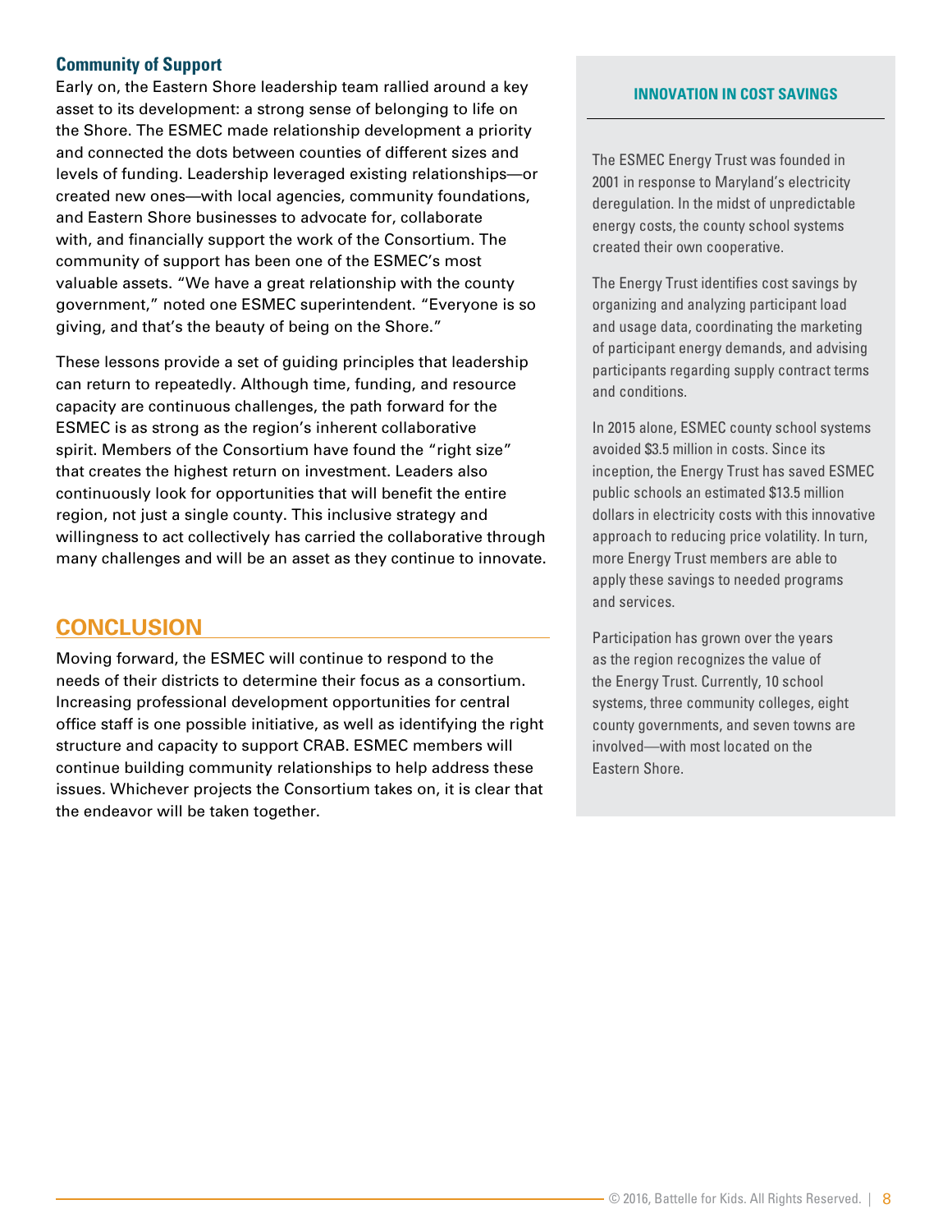### Community of Support

Early on, the Eastern Shore leadership team rallied around a key asset to its development: a strong sense of belonging to life on the Shore. The ESMEC made relationship development a priority and connected the dots between counties of different sizes and levels of funding. Leadership leveraged existing relationships—or created new ones—with local agencies, community foundations, and Eastern Shore businesses to advocate for, collaborate with, and financially support the work of the Consortium. The community of support has been one of the ESMEC's most valuable assets. "We have a great relationship with the county government," noted one ESMEC superintendent. "Everyone is so giving, and that's the beauty of being on the Shore."

These lessons provide a set of guiding principles that leadership can return to repeatedly. Although time, funding, and resource capacity are continuous challenges, the path forward for the ESMEC is as strong as the region's inherent collaborative spirit. Members of the Consortium have found the "right size" that creates the highest return on investment. Leaders also continuously look for opportunities that will benefit the entire region, not just a single county. This inclusive strategy and willingness to act collectively has carried the collaborative through many challenges and will be an asset as they continue to innovate.

## CONCLUSION

Moving forward, the ESMEC will continue to respond to the needs of their districts to determine their focus as a consortium. Increasing professional development opportunities for central office staff is one possible initiative, as well as identifying the right structure and capacity to support CRAB. ESMEC members will continue building community relationships to help address these issues. Whichever projects the Consortium takes on, it is clear that the endeavor will be taken together.

**INNOVATION IN COST SAVINGS**

The ESMEC Energy Trust was founded in 2001 in response to Maryland's electricity deregulation. In the midst of unpredictable energy costs, the county school systems created their own cooperative.

The Energy Trust identifies cost savings by organizing and analyzing participant load and usage data, coordinating the marketing of participant energy demands, and advising participants regarding supply contract terms and conditions.

In 2015 alone, ESMEC county school systems avoided $3.5 million in costs. Since its inception, the Energy Trust has saved ESMEC public schools an estimated $13.5 million dollars in electricity costs with this innovative approach to reducing price volatility. In turn, more Energy Trust members are able to apply these savings to needed programs and services.

Participation has grown over the years as the region recognizes the value of the Energy Trust. Currently, 10 school systems, three community colleges, eight county governments, and seven towns are involved—with most located on the Eastern Shore.

© 2016, Battelle for Kids. All Rights Reserved.